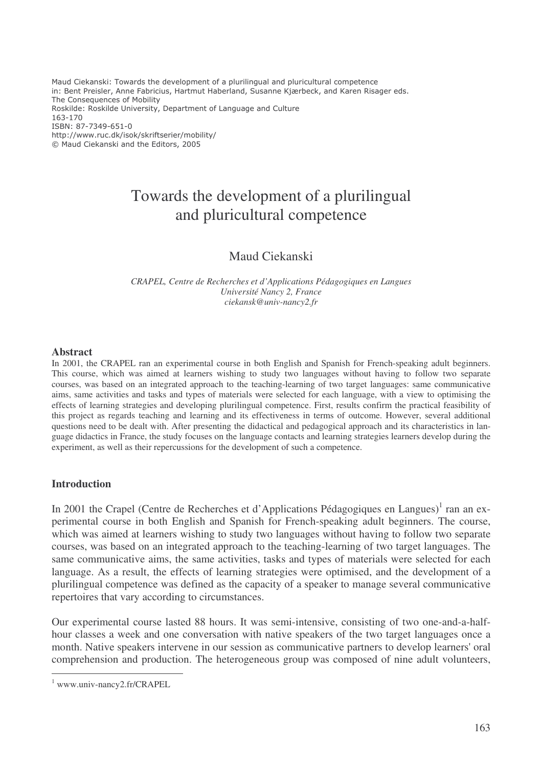Maud Ciekanski: Towards the development of a plurilingual and pluricultural competence
in: Bent Preisler, Anne Fabricius, Hartmut Haberland, Susanne Kjærbeck, and Karen Risager eds.
The Consequences of Mobility
Roskilde: Roskilde University, Department of Language and Culture
163-170
ISBN: 87-7349-651-0
http://www.ruc.dk/isok/skriftserier/mobility/
© Maud Ciekanski and the Editors, 2005

# Towards the development of a plurilingual and pluricultural competence

Maud Ciekanski

*CRAPEL, Centre de Recherches et d'Applications Pédagogiques en Langues*
*Université Nancy 2, France*
*ciekansk@univ-nancy2.fr*

## Abstract

In 2001, the CRAPEL ran an experimental course in both English and Spanish for French-speaking adult beginners. This course, which was aimed at learners wishing to study two languages without having to follow two separate courses, was based on an integrated approach to the teaching-learning of two target languages: same communicative aims, same activities and tasks and types of materials were selected for each language, with a view to optimising the effects of learning strategies and developing plurilingual competence. First, results confirm the practical feasibility of this project as regards teaching and learning and its effectiveness in terms of outcome. However, several additional questions need to be dealt with. After presenting the didactical and pedagogical approach and its characteristics in language didactics in France, the study focuses on the language contacts and learning strategies learners develop during the experiment, as well as their repercussions for the development of such a competence.

## Introduction

In 2001 the Crapel (Centre de Recherches et d'Applications Pédagogiques en Langues)[1] ran an experimental course in both English and Spanish for French-speaking adult beginners. The course, which was aimed at learners wishing to study two languages without having to follow two separate courses, was based on an integrated approach to the teaching-learning of two target languages. The same communicative aims, the same activities, tasks and types of materials were selected for each language. As a result, the effects of learning strategies were optimised, and the development of a plurilingual competence was defined as the capacity of a speaker to manage several communicative repertoires that vary according to circumstances.

Our experimental course lasted 88 hours. It was semi-intensive, consisting of two one-and-a-half-hour classes a week and one conversation with native speakers of the two target languages once a month. Native speakers intervene in our session as communicative partners to develop learners' oral comprehension and production. The heterogeneous group was composed of nine adult volunteers,

[1] www.univ-nancy2.fr/CRAPEL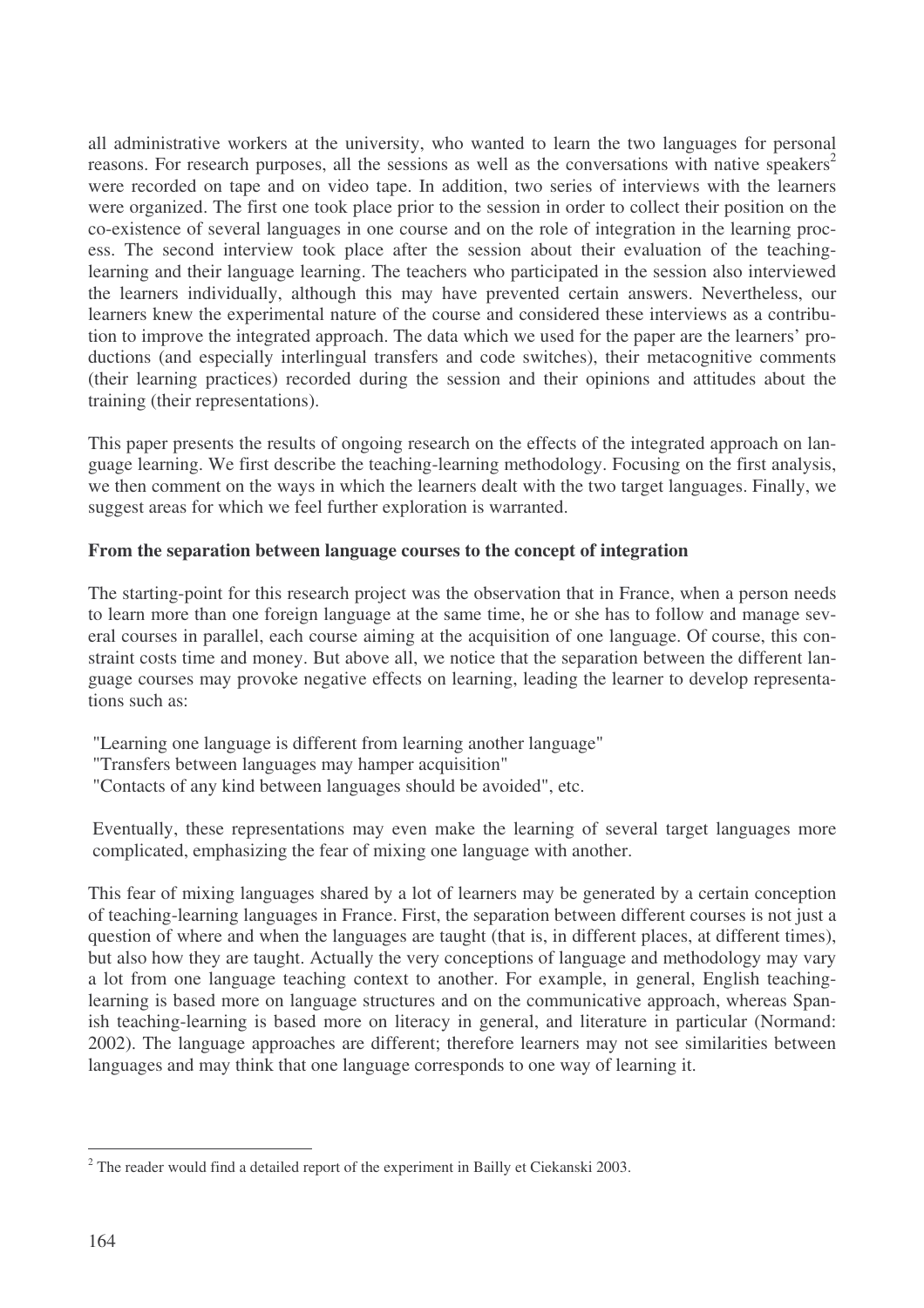all administrative workers at the university, who wanted to learn the two languages for personal reasons. For research purposes, all the sessions as well as the conversations with native speakers[2] were recorded on tape and on video tape. In addition, two series of interviews with the learners were organized. The first one took place prior to the session in order to collect their position on the co-existence of several languages in one course and on the role of integration in the learning process. The second interview took place after the session about their evaluation of the teaching-learning and their language learning. The teachers who participated in the session also interviewed the learners individually, although this may have prevented certain answers. Nevertheless, our learners knew the experimental nature of the course and considered these interviews as a contribution to improve the integrated approach. The data which we used for the paper are the learners' productions (and especially interlingual transfers and code switches), their metacognitive comments (their learning practices) recorded during the session and their opinions and attitudes about the training (their representations).

This paper presents the results of ongoing research on the effects of the integrated approach on language learning. We first describe the teaching-learning methodology. Focusing on the first analysis, we then comment on the ways in which the learners dealt with the two target languages. Finally, we suggest areas for which we feel further exploration is warranted.

**From the separation between language courses to the concept of integration**

The starting-point for this research project was the observation that in France, when a person needs to learn more than one foreign language at the same time, he or she has to follow and manage several courses in parallel, each course aiming at the acquisition of one language. Of course, this constraint costs time and money. But above all, we notice that the separation between the different language courses may provoke negative effects on learning, leading the learner to develop representations such as:

"Learning one language is different from learning another language"
"Transfers between languages may hamper acquisition"
"Contacts of any kind between languages should be avoided", etc.

Eventually, these representations may even make the learning of several target languages more complicated, emphasizing the fear of mixing one language with another.

This fear of mixing languages shared by a lot of learners may be generated by a certain conception of teaching-learning languages in France. First, the separation between different courses is not just a question of where and when the languages are taught (that is, in different places, at different times), but also how they are taught. Actually the very conceptions of language and methodology may vary a lot from one language teaching context to another. For example, in general, English teaching-learning is based more on language structures and on the communicative approach, whereas Spanish teaching-learning is based more on literacy in general, and literature in particular (Normand: 2002). The language approaches are different; therefore learners may not see similarities between languages and may think that one language corresponds to one way of learning it.

[2] The reader would find a detailed report of the experiment in Bailly et Ciekanski 2003.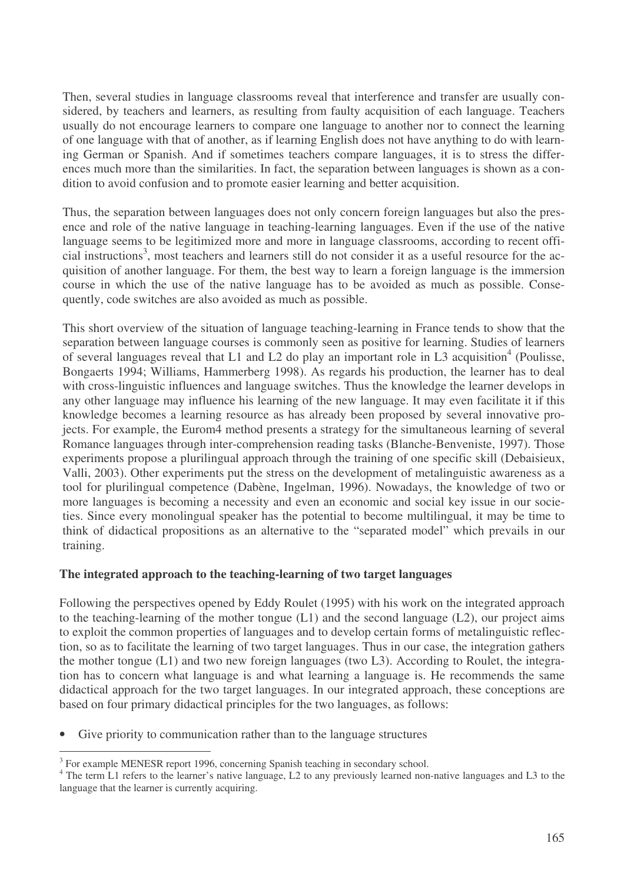Then, several studies in language classrooms reveal that interference and transfer are usually considered, by teachers and learners, as resulting from faulty acquisition of each language. Teachers usually do not encourage learners to compare one language to another nor to connect the learning of one language with that of another, as if learning English does not have anything to do with learning German or Spanish. And if sometimes teachers compare languages, it is to stress the differences much more than the similarities. In fact, the separation between languages is shown as a condition to avoid confusion and to promote easier learning and better acquisition.

Thus, the separation between languages does not only concern foreign languages but also the presence and role of the native language in teaching-learning languages. Even if the use of the native language seems to be legitimized more and more in language classrooms, according to recent official instructions[3], most teachers and learners still do not consider it as a useful resource for the acquisition of another language. For them, the best way to learn a foreign language is the immersion course in which the use of the native language has to be avoided as much as possible. Consequently, code switches are also avoided as much as possible.

This short overview of the situation of language teaching-learning in France tends to show that the separation between language courses is commonly seen as positive for learning. Studies of learners of several languages reveal that L1 and L2 do play an important role in L3 acquisition[4] (Poulisse, Bongaerts 1994; Williams, Hammerberg 1998). As regards his production, the learner has to deal with cross-linguistic influences and language switches. Thus the knowledge the learner develops in any other language may influence his learning of the new language. It may even facilitate it if this knowledge becomes a learning resource as has already been proposed by several innovative projects. For example, the Eurom4 method presents a strategy for the simultaneous learning of several Romance languages through inter-comprehension reading tasks (Blanche-Benveniste, 1997). Those experiments propose a plurilingual approach through the training of one specific skill (Debaisieux, Valli, 2003). Other experiments put the stress on the development of metalinguistic awareness as a tool for plurilingual competence (Dabène, Ingelman, 1996). Nowadays, the knowledge of two or more languages is becoming a necessity and even an economic and social key issue in our societies. Since every monolingual speaker has the potential to become multilingual, it may be time to think of didactical propositions as an alternative to the "separated model" which prevails in our training.

**The integrated approach to the teaching-learning of two target languages**

Following the perspectives opened by Eddy Roulet (1995) with his work on the integrated approach to the teaching-learning of the mother tongue (L1) and the second language (L2), our project aims to exploit the common properties of languages and to develop certain forms of metalinguistic reflection, so as to facilitate the learning of two target languages. Thus in our case, the integration gathers the mother tongue (L1) and two new foreign languages (two L3). According to Roulet, the integration has to concern what language is and what learning a language is. He recommends the same didactical approach for the two target languages. In our integrated approach, these conceptions are based on four primary didactical principles for the two languages, as follows:

- Give priority to communication rather than to the language structures

---

[3] For example MENESR report 1996, concerning Spanish teaching in secondary school.

[4] The term L1 refers to the learner's native language, L2 to any previously learned non-native languages and L3 to the language that the learner is currently acquiring.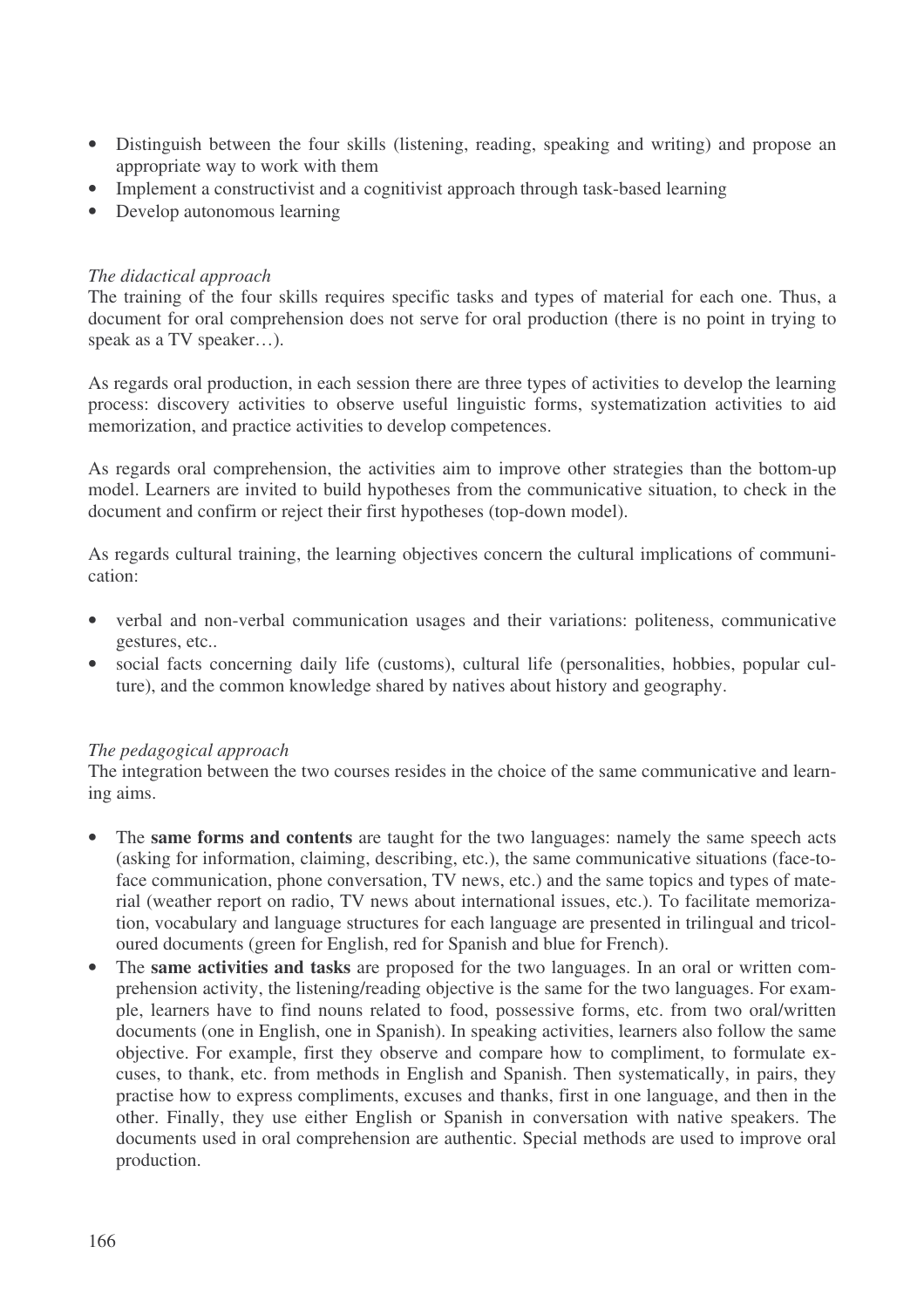- Distinguish between the four skills (listening, reading, speaking and writing) and propose an appropriate way to work with them
- Implement a constructivist and a cognitivist approach through task-based learning
- Develop autonomous learning

*The didactical approach*
The training of the four skills requires specific tasks and types of material for each one. Thus, a document for oral comprehension does not serve for oral production (there is no point in trying to speak as a TV speaker…).

As regards oral production, in each session there are three types of activities to develop the learning process: discovery activities to observe useful linguistic forms, systematization activities to aid memorization, and practice activities to develop competences.

As regards oral comprehension, the activities aim to improve other strategies than the bottom-up model. Learners are invited to build hypotheses from the communicative situation, to check in the document and confirm or reject their first hypotheses (top-down model).

As regards cultural training, the learning objectives concern the cultural implications of communication:

- verbal and non-verbal communication usages and their variations: politeness, communicative gestures, etc..
- social facts concerning daily life (customs), cultural life (personalities, hobbies, popular culture), and the common knowledge shared by natives about history and geography.

*The pedagogical approach*
The integration between the two courses resides in the choice of the same communicative and learning aims.

- The **same forms and contents** are taught for the two languages: namely the same speech acts (asking for information, claiming, describing, etc.), the same communicative situations (face-to-face communication, phone conversation, TV news, etc.) and the same topics and types of material (weather report on radio, TV news about international issues, etc.). To facilitate memorization, vocabulary and language structures for each language are presented in trilingual and tricoloured documents (green for English, red for Spanish and blue for French).
- The **same activities and tasks** are proposed for the two languages. In an oral or written comprehension activity, the listening/reading objective is the same for the two languages. For example, learners have to find nouns related to food, possessive forms, etc. from two oral/written documents (one in English, one in Spanish). In speaking activities, learners also follow the same objective. For example, first they observe and compare how to compliment, to formulate excuses, to thank, etc. from methods in English and Spanish. Then systematically, in pairs, they practise how to express compliments, excuses and thanks, first in one language, and then in the other. Finally, they use either English or Spanish in conversation with native speakers. The documents used in oral comprehension are authentic. Special methods are used to improve oral production.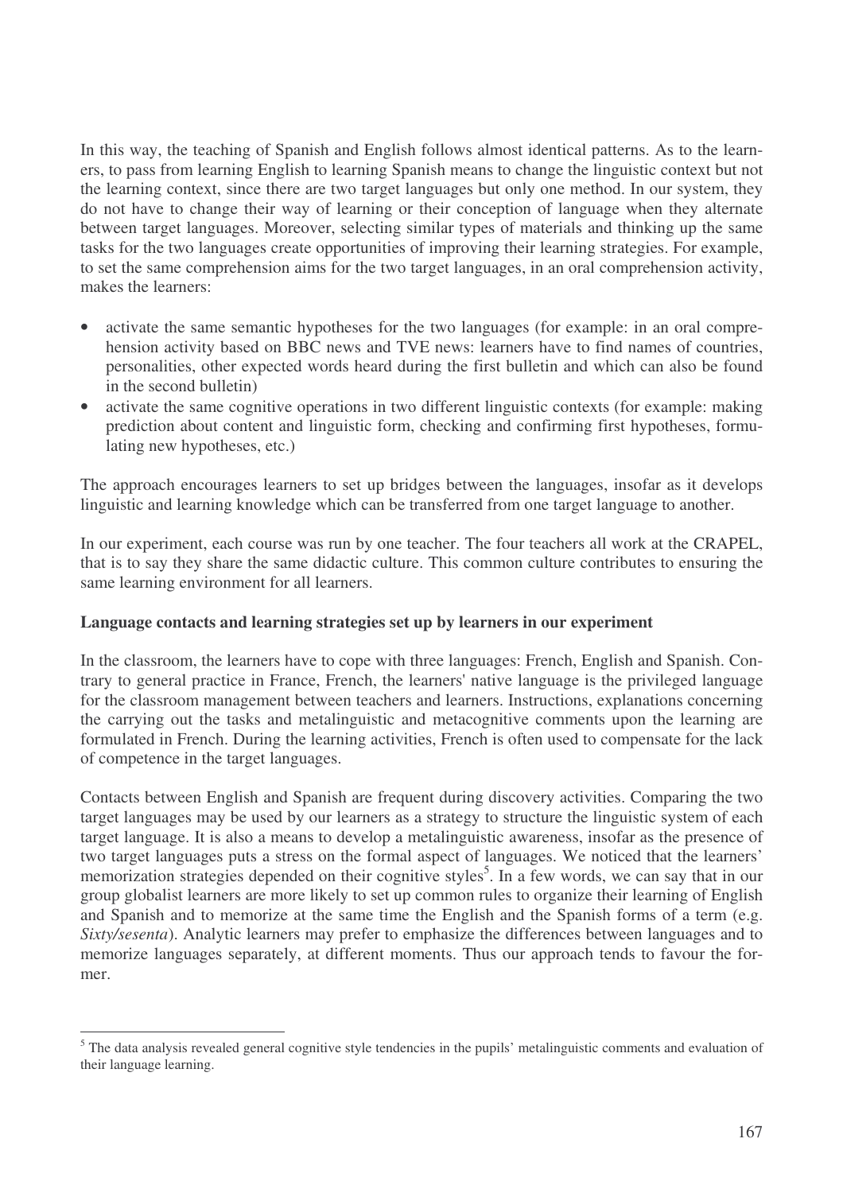In this way, the teaching of Spanish and English follows almost identical patterns. As to the learners, to pass from learning English to learning Spanish means to change the linguistic context but not the learning context, since there are two target languages but only one method. In our system, they do not have to change their way of learning or their conception of language when they alternate between target languages. Moreover, selecting similar types of materials and thinking up the same tasks for the two languages create opportunities of improving their learning strategies. For example, to set the same comprehension aims for the two target languages, in an oral comprehension activity, makes the learners:

- activate the same semantic hypotheses for the two languages (for example: in an oral comprehension activity based on BBC news and TVE news: learners have to find names of countries, personalities, other expected words heard during the first bulletin and which can also be found in the second bulletin)
- activate the same cognitive operations in two different linguistic contexts (for example: making prediction about content and linguistic form, checking and confirming first hypotheses, formulating new hypotheses, etc.)

The approach encourages learners to set up bridges between the languages, insofar as it develops linguistic and learning knowledge which can be transferred from one target language to another.

In our experiment, each course was run by one teacher. The four teachers all work at the CRAPEL, that is to say they share the same didactic culture. This common culture contributes to ensuring the same learning environment for all learners.

**Language contacts and learning strategies set up by learners in our experiment**

In the classroom, the learners have to cope with three languages: French, English and Spanish. Contrary to general practice in France, French, the learners' native language is the privileged language for the classroom management between teachers and learners. Instructions, explanations concerning the carrying out the tasks and metalinguistic and metacognitive comments upon the learning are formulated in French. During the learning activities, French is often used to compensate for the lack of competence in the target languages.

Contacts between English and Spanish are frequent during discovery activities. Comparing the two target languages may be used by our learners as a strategy to structure the linguistic system of each target language. It is also a means to develop a metalinguistic awareness, insofar as the presence of two target languages puts a stress on the formal aspect of languages. We noticed that the learners' memorization strategies depended on their cognitive styles[5]. In a few words, we can say that in our group globalist learners are more likely to set up common rules to organize their learning of English and Spanish and to memorize at the same time the English and the Spanish forms of a term (e.g. *Sixty/sesenta*). Analytic learners may prefer to emphasize the differences between languages and to memorize languages separately, at different moments. Thus our approach tends to favour the former.

[5] The data analysis revealed general cognitive style tendencies in the pupils' metalinguistic comments and evaluation of their language learning.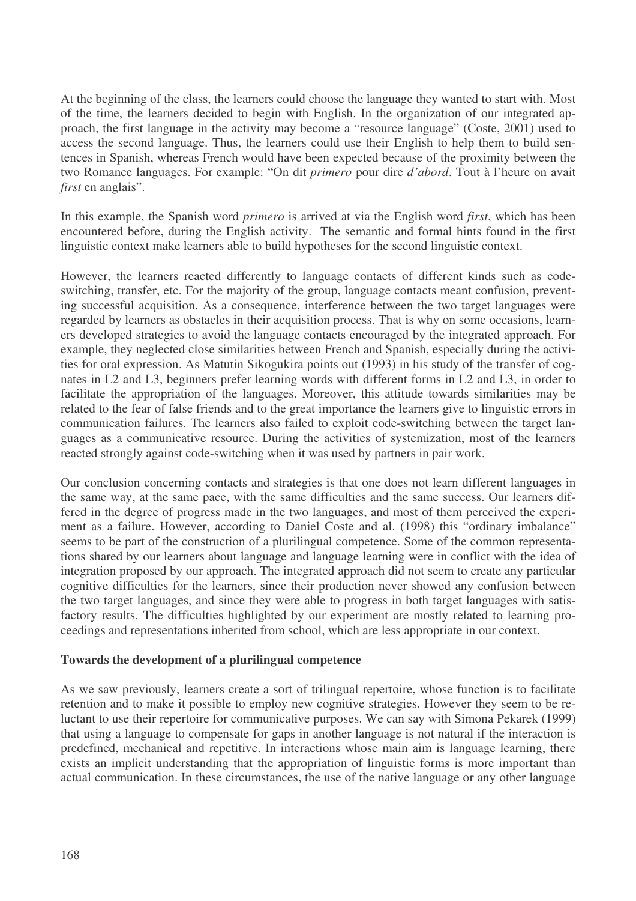At the beginning of the class, the learners could choose the language they wanted to start with. Most of the time, the learners decided to begin with English. In the organization of our integrated approach, the first language in the activity may become a "resource language" (Coste, 2001) used to access the second language. Thus, the learners could use their English to help them to build sentences in Spanish, whereas French would have been expected because of the proximity between the two Romance languages. For example: "On dit *primero* pour dire *d'abord*. Tout à l'heure on avait *first* en anglais".

In this example, the Spanish word *primero* is arrived at via the English word *first*, which has been encountered before, during the English activity. The semantic and formal hints found in the first linguistic context make learners able to build hypotheses for the second linguistic context.

However, the learners reacted differently to language contacts of different kinds such as code-switching, transfer, etc. For the majority of the group, language contacts meant confusion, preventing successful acquisition. As a consequence, interference between the two target languages were regarded by learners as obstacles in their acquisition process. That is why on some occasions, learners developed strategies to avoid the language contacts encouraged by the integrated approach. For example, they neglected close similarities between French and Spanish, especially during the activities for oral expression. As Matutin Sikogukira points out (1993) in his study of the transfer of cognates in L2 and L3, beginners prefer learning words with different forms in L2 and L3, in order to facilitate the appropriation of the languages. Moreover, this attitude towards similarities may be related to the fear of false friends and to the great importance the learners give to linguistic errors in communication failures. The learners also failed to exploit code-switching between the target languages as a communicative resource. During the activities of systemization, most of the learners reacted strongly against code-switching when it was used by partners in pair work.

Our conclusion concerning contacts and strategies is that one does not learn different languages in the same way, at the same pace, with the same difficulties and the same success. Our learners differed in the degree of progress made in the two languages, and most of them perceived the experiment as a failure. However, according to Daniel Coste and al. (1998) this "ordinary imbalance" seems to be part of the construction of a plurilingual competence. Some of the common representations shared by our learners about language and language learning were in conflict with the idea of integration proposed by our approach. The integrated approach did not seem to create any particular cognitive difficulties for the learners, since their production never showed any confusion between the two target languages, and since they were able to progress in both target languages with satisfactory results. The difficulties highlighted by our experiment are mostly related to learning proceedings and representations inherited from school, which are less appropriate in our context.

**Towards the development of a plurilingual competence**

As we saw previously, learners create a sort of trilingual repertoire, whose function is to facilitate retention and to make it possible to employ new cognitive strategies. However they seem to be reluctant to use their repertoire for communicative purposes. We can say with Simona Pekarek (1999) that using a language to compensate for gaps in another language is not natural if the interaction is predefined, mechanical and repetitive. In interactions whose main aim is language learning, there exists an implicit understanding that the appropriation of linguistic forms is more important than actual communication. In these circumstances, the use of the native language or any other language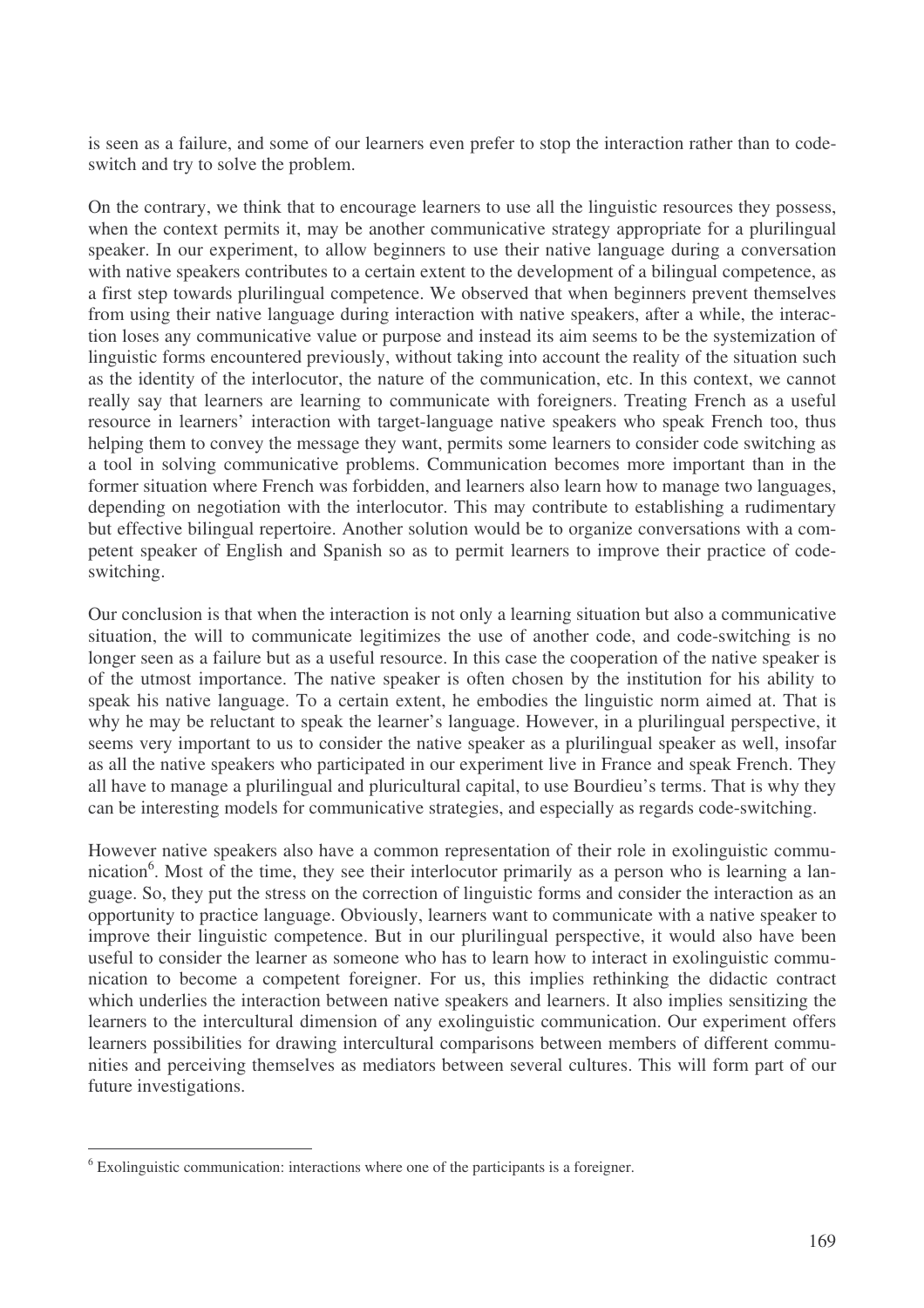is seen as a failure, and some of our learners even prefer to stop the interaction rather than to code-switch and try to solve the problem.

On the contrary, we think that to encourage learners to use all the linguistic resources they possess, when the context permits it, may be another communicative strategy appropriate for a plurilingual speaker. In our experiment, to allow beginners to use their native language during a conversation with native speakers contributes to a certain extent to the development of a bilingual competence, as a first step towards plurilingual competence. We observed that when beginners prevent themselves from using their native language during interaction with native speakers, after a while, the interaction loses any communicative value or purpose and instead its aim seems to be the systemization of linguistic forms encountered previously, without taking into account the reality of the situation such as the identity of the interlocutor, the nature of the communication, etc. In this context, we cannot really say that learners are learning to communicate with foreigners. Treating French as a useful resource in learners' interaction with target-language native speakers who speak French too, thus helping them to convey the message they want, permits some learners to consider code switching as a tool in solving communicative problems. Communication becomes more important than in the former situation where French was forbidden, and learners also learn how to manage two languages, depending on negotiation with the interlocutor. This may contribute to establishing a rudimentary but effective bilingual repertoire. Another solution would be to organize conversations with a competent speaker of English and Spanish so as to permit learners to improve their practice of code-switching.

Our conclusion is that when the interaction is not only a learning situation but also a communicative situation, the will to communicate legitimizes the use of another code, and code-switching is no longer seen as a failure but as a useful resource. In this case the cooperation of the native speaker is of the utmost importance. The native speaker is often chosen by the institution for his ability to speak his native language. To a certain extent, he embodies the linguistic norm aimed at. That is why he may be reluctant to speak the learner's language. However, in a plurilingual perspective, it seems very important to us to consider the native speaker as a plurilingual speaker as well, insofar as all the native speakers who participated in our experiment live in France and speak French. They all have to manage a plurilingual and pluricultural capital, to use Bourdieu's terms. That is why they can be interesting models for communicative strategies, and especially as regards code-switching.

However native speakers also have a common representation of their role in exolinguistic communication[6]. Most of the time, they see their interlocutor primarily as a person who is learning a language. So, they put the stress on the correction of linguistic forms and consider the interaction as an opportunity to practice language. Obviously, learners want to communicate with a native speaker to improve their linguistic competence. But in our plurilingual perspective, it would also have been useful to consider the learner as someone who has to learn how to interact in exolinguistic communication to become a competent foreigner. For us, this implies rethinking the didactic contract which underlies the interaction between native speakers and learners. It also implies sensitizing the learners to the intercultural dimension of any exolinguistic communication. Our experiment offers learners possibilities for drawing intercultural comparisons between members of different communities and perceiving themselves as mediators between several cultures. This will form part of our future investigations.

---

[6] Exolinguistic communication: interactions where one of the participants is a foreigner.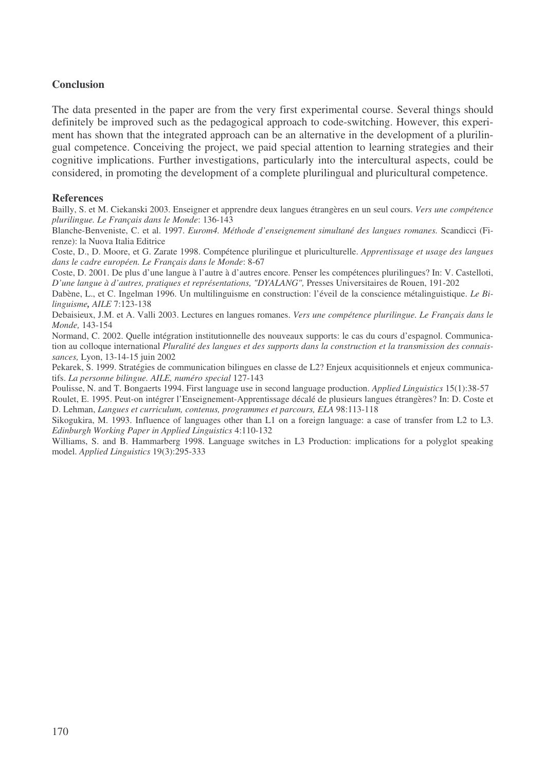## Conclusion

The data presented in the paper are from the very first experimental course. Several things should definitely be improved such as the pedagogical approach to code-switching. However, this experiment has shown that the integrated approach can be an alternative in the development of a plurilingual competence. Conceiving the project, we paid special attention to learning strategies and their cognitive implications. Further investigations, particularly into the intercultural aspects, could be considered, in promoting the development of a complete plurilingual and pluricultural competence.

## References

Bailly, S. et M. Ciekanski 2003. Enseigner et apprendre deux langues étrangères en un seul cours. *Vers une compétence plurilingue. Le Français dans le Monde*: 136-143

Blanche-Benveniste, C. et al. 1997. *Eurom4. Méthode d'enseignement simultané des langues romanes.* Scandicci (Firenze): la Nuova Italia Editrice

Coste, D., D. Moore, et G. Zarate 1998. Compétence plurilingue et pluriculturelle. *Apprentissage et usage des langues dans le cadre européen. Le Français dans le Monde*: 8-67

Coste, D. 2001. De plus d'une langue à l'autre à d'autres encore. Penser les compétences plurilingues? In: V. Castelloti, *D'une langue à d'autres, pratiques et représentations, "DYALANG",* Presses Universitaires de Rouen, 191-202

Dabène, L., et C. Ingelman 1996. Un multilinguisme en construction: l'éveil de la conscience métalinguistique. *Le Bilinguisme, AILE* 7:123-138

Debaisieux, J.M. et A. Valli 2003. Lectures en langues romanes. *Vers une compétence plurilingue. Le Français dans le Monde,* 143-154

Normand, C. 2002. Quelle intégration institutionnelle des nouveaux supports: le cas du cours d'espagnol. Communication au colloque international *Pluralité des langues et des supports dans la construction et la transmission des connaissances,* Lyon, 13-14-15 juin 2002

Pekarek, S. 1999. Stratégies de communication bilingues en classe de L2? Enjeux acquisitionnels et enjeux communicatifs. *La personne bilingue. AILE, numéro special* 127-143

Poulisse, N. and T. Bongaerts 1994. First language use in second language production. *Applied Linguistics* 15(1):38-57

Roulet, E. 1995. Peut-on intégrer l'Enseignement-Apprentissage décalé de plusieurs langues étrangères? In: D. Coste et D. Lehman, *Langues et curriculum, contenus, programmes et parcours, ELA* 98:113-118

Sikogukira, M. 1993. Influence of languages other than L1 on a foreign language: a case of transfer from L2 to L3. *Edinburgh Working Paper in Applied Linguistics* 4:110-132

Williams, S. and B. Hammarberg 1998. Language switches in L3 Production: implications for a polyglot speaking model. *Applied Linguistics* 19(3):295-333